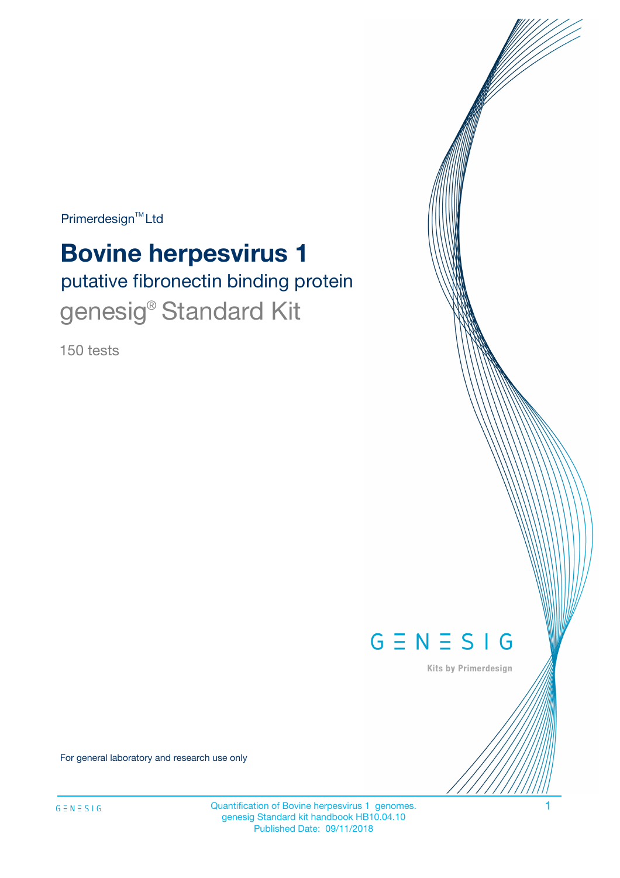Primerdesign™ Ltd

# Bovine herpesvirus 1

## putative fibronectin binding protein

## genesig® Standard Kit

150 tests

GENESIG

Kits by Primerdesign

For general laboratory and research use only

Quantification of Bovine herpesvirus 1 genomes.
genesig Standard kit handbook HB10.04.10
Published Date: 09/11/2018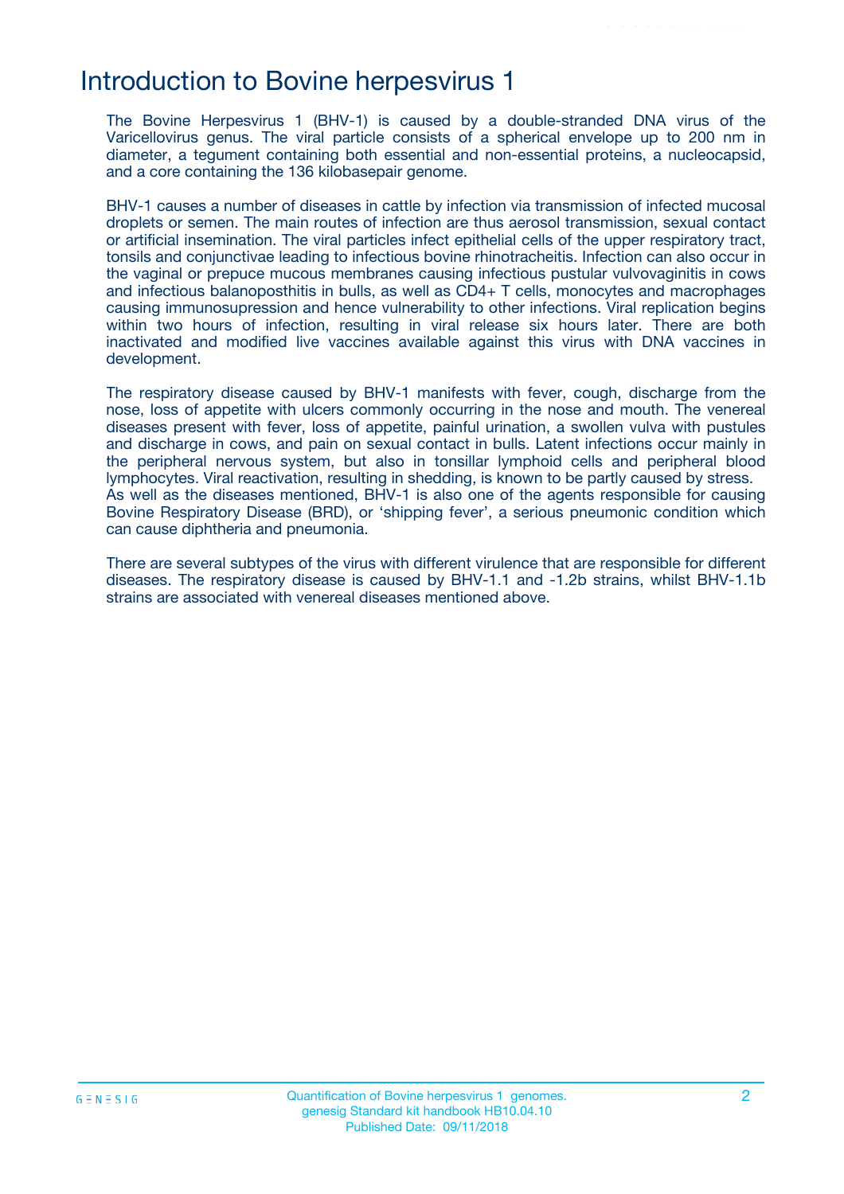# Introduction to Bovine herpesvirus 1

The Bovine Herpesvirus 1 (BHV-1) is caused by a double-stranded DNA virus of the Varicellovirus genus. The viral particle consists of a spherical envelope up to 200 nm in diameter, a tegument containing both essential and non-essential proteins, a nucleocapsid, and a core containing the 136 kilobasepair genome.

BHV-1 causes a number of diseases in cattle by infection via transmission of infected mucosal droplets or semen. The main routes of infection are thus aerosol transmission, sexual contact or artificial insemination. The viral particles infect epithelial cells of the upper respiratory tract, tonsils and conjunctivae leading to infectious bovine rhinotracheitis. Infection can also occur in the vaginal or prepuce mucous membranes causing infectious pustular vulvovaginitis in cows and infectious balanoposthitis in bulls, as well as CD4+ T cells, monocytes and macrophages causing immunosupression and hence vulnerability to other infections. Viral replication begins within two hours of infection, resulting in viral release six hours later. There are both inactivated and modified live vaccines available against this virus with DNA vaccines in development.

The respiratory disease caused by BHV-1 manifests with fever, cough, discharge from the nose, loss of appetite with ulcers commonly occurring in the nose and mouth. The venereal diseases present with fever, loss of appetite, painful urination, a swollen vulva with pustules and discharge in cows, and pain on sexual contact in bulls. Latent infections occur mainly in the peripheral nervous system, but also in tonsillar lymphoid cells and peripheral blood lymphocytes. Viral reactivation, resulting in shedding, is known to be partly caused by stress.
As well as the diseases mentioned, BHV-1 is also one of the agents responsible for causing Bovine Respiratory Disease (BRD), or 'shipping fever', a serious pneumonic condition which can cause diphtheria and pneumonia.

There are several subtypes of the virus with different virulence that are responsible for different diseases. The respiratory disease is caused by BHV-1.1 and -1.2b strains, whilst BHV-1.1b strains are associated with venereal diseases mentioned above.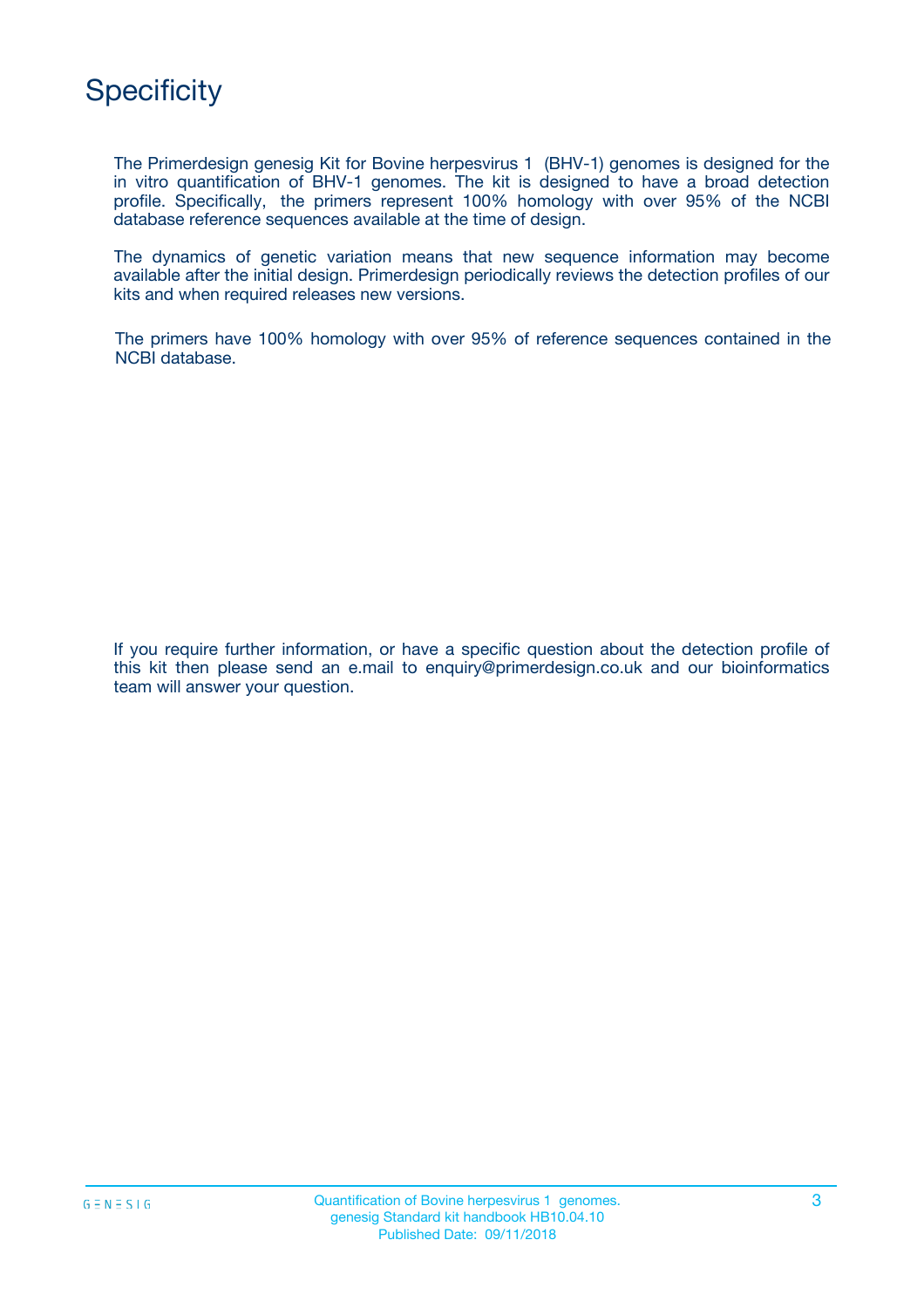# Specificity

The Primerdesign genesig Kit for Bovine herpesvirus 1 (BHV-1) genomes is designed for the in vitro quantification of BHV-1 genomes. The kit is designed to have a broad detection profile. Specifically, the primers represent 100% homology with over 95% of the NCBI database reference sequences available at the time of design.

The dynamics of genetic variation means that new sequence information may become available after the initial design. Primerdesign periodically reviews the detection profiles of our kits and when required releases new versions.

The primers have 100% homology with over 95% of reference sequences contained in the NCBI database.

If you require further information, or have a specific question about the detection profile of this kit then please send an e.mail to enquiry@primerdesign.co.uk and our bioinformatics team will answer your question.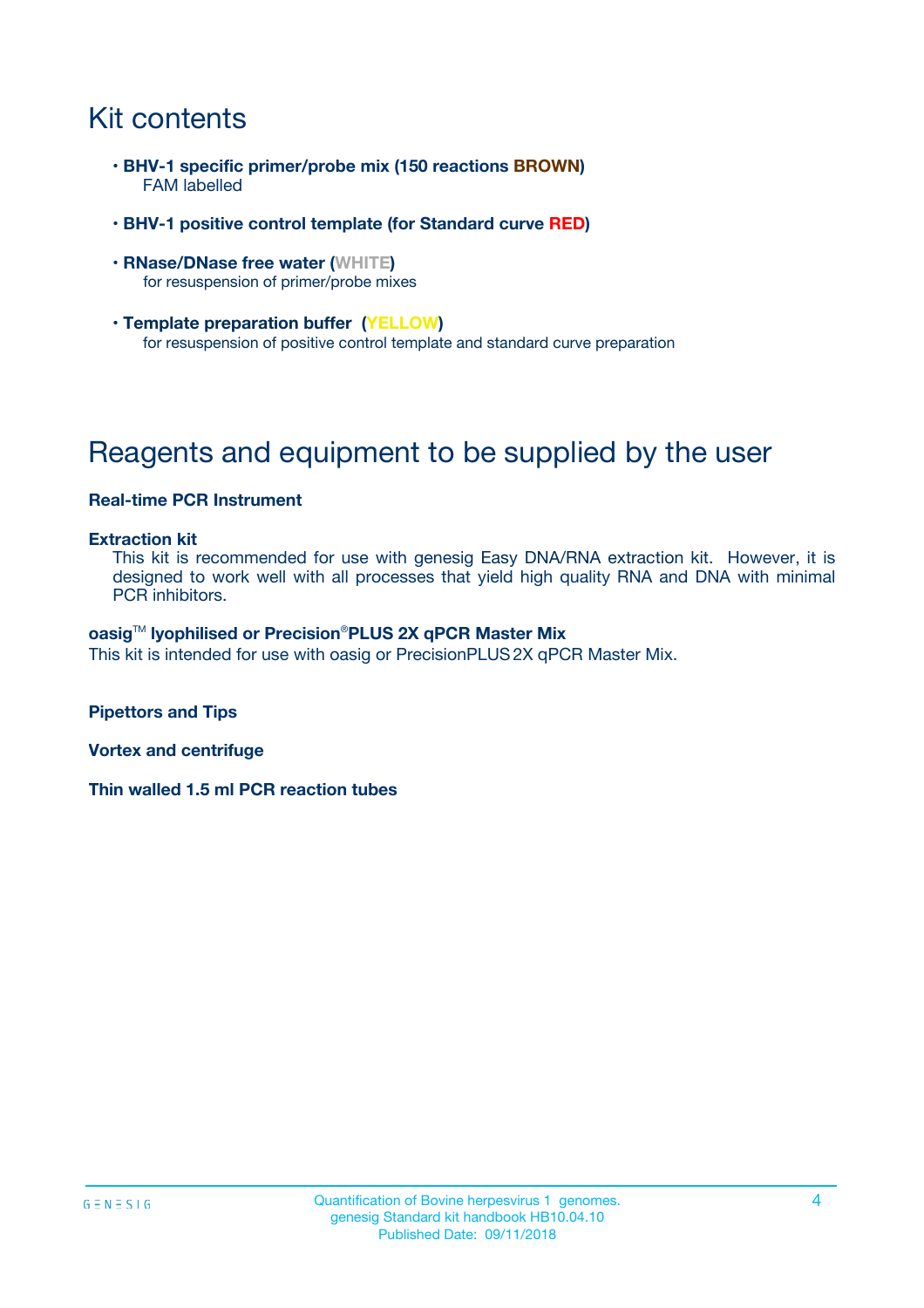# Kit contents

- **BHV-1 specific primer/probe mix (150 reactions BROWN)**
  FAM labelled
- **BHV-1 positive control template (for Standard curve RED)**
- **RNase/DNase free water (WHITE)**
  for resuspension of primer/probe mixes
- **Template preparation buffer (YELLOW)**
  for resuspension of positive control template and standard curve preparation

# Reagents and equipment to be supplied by the user

**Real-time PCR Instrument**

**Extraction kit**

This kit is recommended for use with genesig Easy DNA/RNA extraction kit. However, it is designed to work well with all processes that yield high quality RNA and DNA with minimal PCR inhibitors.

**oasig™ lyophilised or Precision®PLUS 2X qPCR Master Mix**

This kit is intended for use with oasig or PrecisionPLUS 2X qPCR Master Mix.

**Pipettors and Tips**

**Vortex and centrifuge**

**Thin walled 1.5 ml PCR reaction tubes**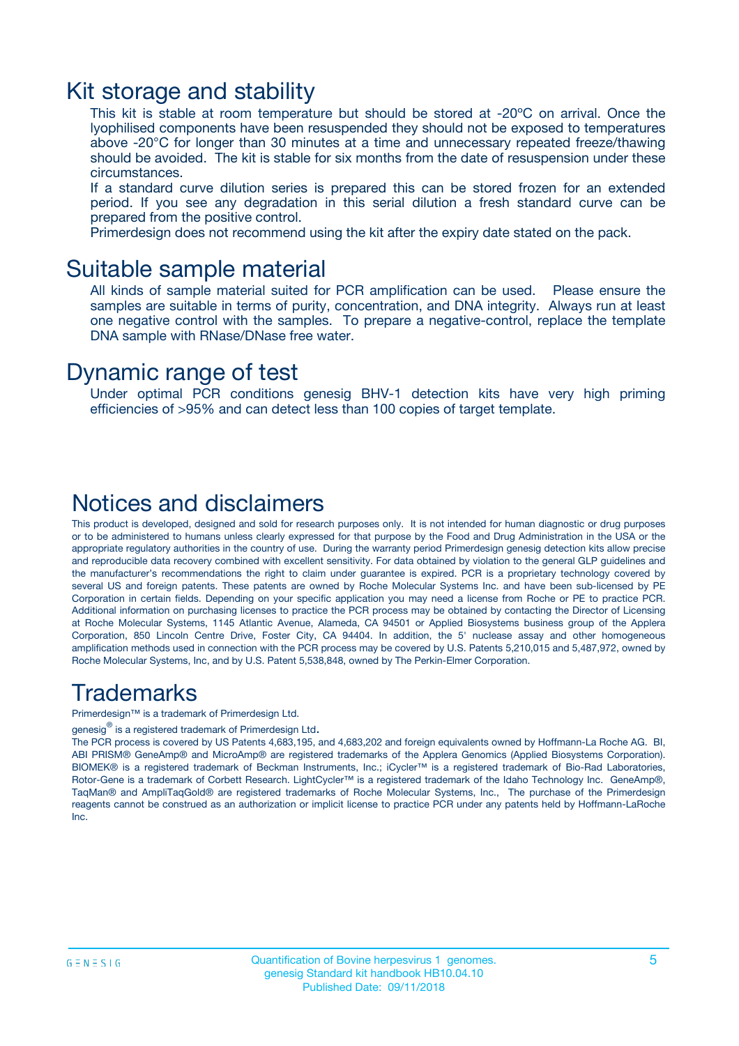# Kit storage and stability

This kit is stable at room temperature but should be stored at -20ºC on arrival. Once the lyophilised components have been resuspended they should not be exposed to temperatures above -20°C for longer than 30 minutes at a time and unnecessary repeated freeze/thawing should be avoided. The kit is stable for six months from the date of resuspension under these circumstances.

If a standard curve dilution series is prepared this can be stored frozen for an extended period. If you see any degradation in this serial dilution a fresh standard curve can be prepared from the positive control.

Primerdesign does not recommend using the kit after the expiry date stated on the pack.

# Suitable sample material

All kinds of sample material suited for PCR amplification can be used. Please ensure the samples are suitable in terms of purity, concentration, and DNA integrity. Always run at least one negative control with the samples. To prepare a negative-control, replace the template DNA sample with RNase/DNase free water.

# Dynamic range of test

Under optimal PCR conditions genesig BHV-1 detection kits have very high priming efficiencies of >95% and can detect less than 100 copies of target template.

# Notices and disclaimers

This product is developed, designed and sold for research purposes only. It is not intended for human diagnostic or drug purposes or to be administered to humans unless clearly expressed for that purpose by the Food and Drug Administration in the USA or the appropriate regulatory authorities in the country of use. During the warranty period Primerdesign genesig detection kits allow precise and reproducible data recovery combined with excellent sensitivity. For data obtained by violation to the general GLP guidelines and the manufacturer's recommendations the right to claim under guarantee is expired. PCR is a proprietary technology covered by several US and foreign patents. These patents are owned by Roche Molecular Systems Inc. and have been sub-licensed by PE Corporation in certain fields. Depending on your specific application you may need a license from Roche or PE to practice PCR. Additional information on purchasing licenses to practice the PCR process may be obtained by contacting the Director of Licensing at Roche Molecular Systems, 1145 Atlantic Avenue, Alameda, CA 94501 or Applied Biosystems business group of the Applera Corporation, 850 Lincoln Centre Drive, Foster City, CA 94404. In addition, the 5' nuclease assay and other homogeneous amplification methods used in connection with the PCR process may be covered by U.S. Patents 5,210,015 and 5,487,972, owned by Roche Molecular Systems, Inc, and by U.S. Patent 5,538,848, owned by The Perkin-Elmer Corporation.

# Trademarks

Primerdesign™ is a trademark of Primerdesign Ltd.

genesig® is a registered trademark of Primerdesign Ltd.

The PCR process is covered by US Patents 4,683,195, and 4,683,202 and foreign equivalents owned by Hoffmann-La Roche AG. BI, ABI PRISM® GeneAmp® and MicroAmp® are registered trademarks of the Applera Genomics (Applied Biosystems Corporation). BIOMEK® is a registered trademark of Beckman Instruments, Inc.; iCycler™ is a registered trademark of Bio-Rad Laboratories, Rotor-Gene is a trademark of Corbett Research. LightCycler™ is a registered trademark of the Idaho Technology Inc. GeneAmp®, TaqMan® and AmpliTaqGold® are registered trademarks of Roche Molecular Systems, Inc., The purchase of the Primerdesign reagents cannot be construed as an authorization or implicit license to practice PCR under any patents held by Hoffmann-LaRoche Inc.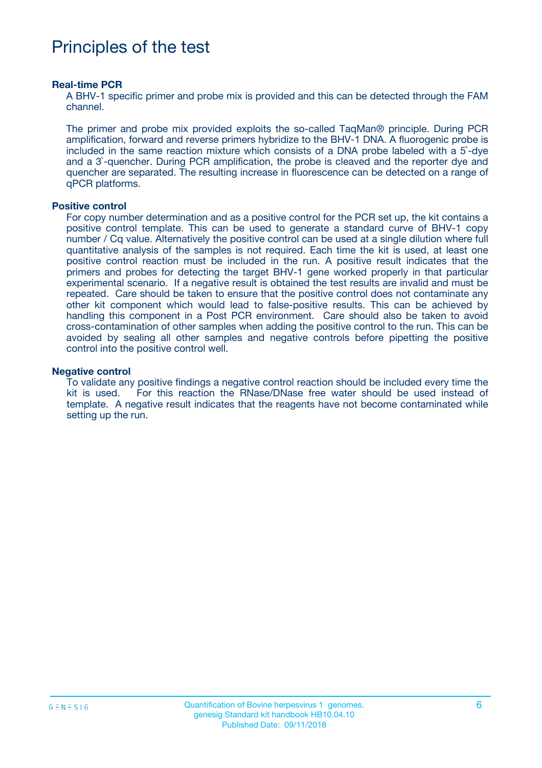# Principles of the test

### Real-time PCR

A BHV-1 specific primer and probe mix is provided and this can be detected through the FAM channel.

The primer and probe mix provided exploits the so-called TaqMan® principle. During PCR amplification, forward and reverse primers hybridize to the BHV-1 DNA. A fluorogenic probe is included in the same reaction mixture which consists of a DNA probe labeled with a 5`-dye and a 3`-quencher. During PCR amplification, the probe is cleaved and the reporter dye and quencher are separated. The resulting increase in fluorescence can be detected on a range of qPCR platforms.

### Positive control

For copy number determination and as a positive control for the PCR set up, the kit contains a positive control template. This can be used to generate a standard curve of BHV-1 copy number / Cq value. Alternatively the positive control can be used at a single dilution where full quantitative analysis of the samples is not required. Each time the kit is used, at least one positive control reaction must be included in the run. A positive result indicates that the primers and probes for detecting the target BHV-1 gene worked properly in that particular experimental scenario. If a negative result is obtained the test results are invalid and must be repeated. Care should be taken to ensure that the positive control does not contaminate any other kit component which would lead to false-positive results. This can be achieved by handling this component in a Post PCR environment. Care should also be taken to avoid cross-contamination of other samples when adding the positive control to the run. This can be avoided by sealing all other samples and negative controls before pipetting the positive control into the positive control well.

### Negative control

To validate any positive findings a negative control reaction should be included every time the kit is used. For this reaction the RNase/DNase free water should be used instead of template. A negative result indicates that the reagents have not become contaminated while setting up the run.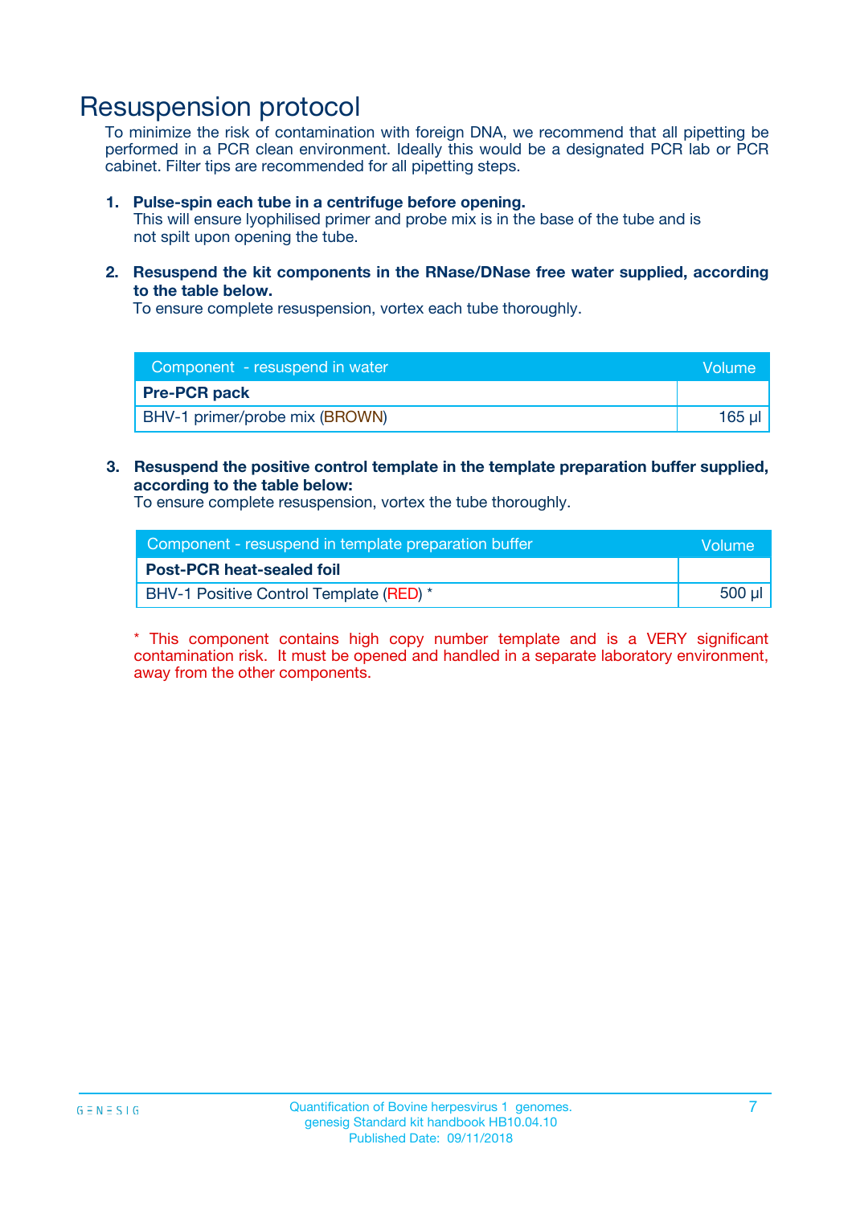# Resuspension protocol

To minimize the risk of contamination with foreign DNA, we recommend that all pipetting be performed in a PCR clean environment. Ideally this would be a designated PCR lab or PCR cabinet. Filter tips are recommended for all pipetting steps.

1. **Pulse-spin each tube in a centrifuge before opening.**
   This will ensure lyophilised primer and probe mix is in the base of the tube and is not spilt upon opening the tube.

2. **Resuspend the kit components in the RNase/DNase free water supplied, according to the table below.**
   To ensure complete resuspension, vortex each tube thoroughly.

| Component - resuspend in water | Volume |
|---|---|
| **Pre-PCR pack** | |
| BHV-1 primer/probe mix (BROWN) | 165 µl |

3. **Resuspend the positive control template in the template preparation buffer supplied, according to the table below:**
   To ensure complete resuspension, vortex the tube thoroughly.

| Component - resuspend in template preparation buffer | Volume |
|---|---|
| **Post-PCR heat-sealed foil** | |
| BHV-1 Positive Control Template (RED) * | 500 µl |

* This component contains high copy number template and is a VERY significant contamination risk. It must be opened and handled in a separate laboratory environment, away from the other components.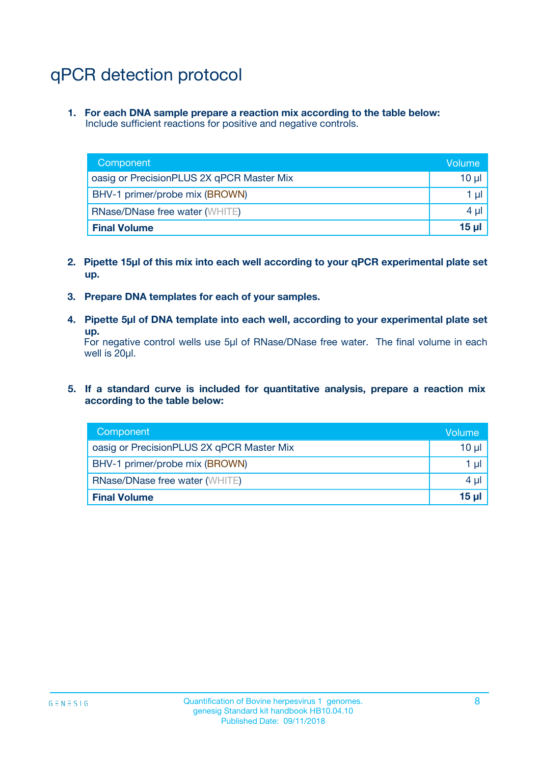# qPCR detection protocol

1. **For each DNA sample prepare a reaction mix according to the table below:**
   Include sufficient reactions for positive and negative controls.

| Component | Volume |
|---|---|
| oasig or PrecisionPLUS 2X qPCR Master Mix | 10 µl |
| BHV-1 primer/probe mix (BROWN) | 1 µl |
| RNase/DNase free water (WHITE) | 4 µl |
| **Final Volume** | **15 µl** |

2. **Pipette 15µl of this mix into each well according to your qPCR experimental plate set up.**

3. **Prepare DNA templates for each of your samples.**

4. **Pipette 5µl of DNA template into each well, according to your experimental plate set up.**
   For negative control wells use 5µl of RNase/DNase free water. The final volume in each well is 20µl.

5. **If a standard curve is included for quantitative analysis, prepare a reaction mix according to the table below:**

| Component | Volume |
|---|---|
| oasig or PrecisionPLUS 2X qPCR Master Mix | 10 µl |
| BHV-1 primer/probe mix (BROWN) | 1 µl |
| RNase/DNase free water (WHITE) | 4 µl |
| **Final Volume** | **15 µl** |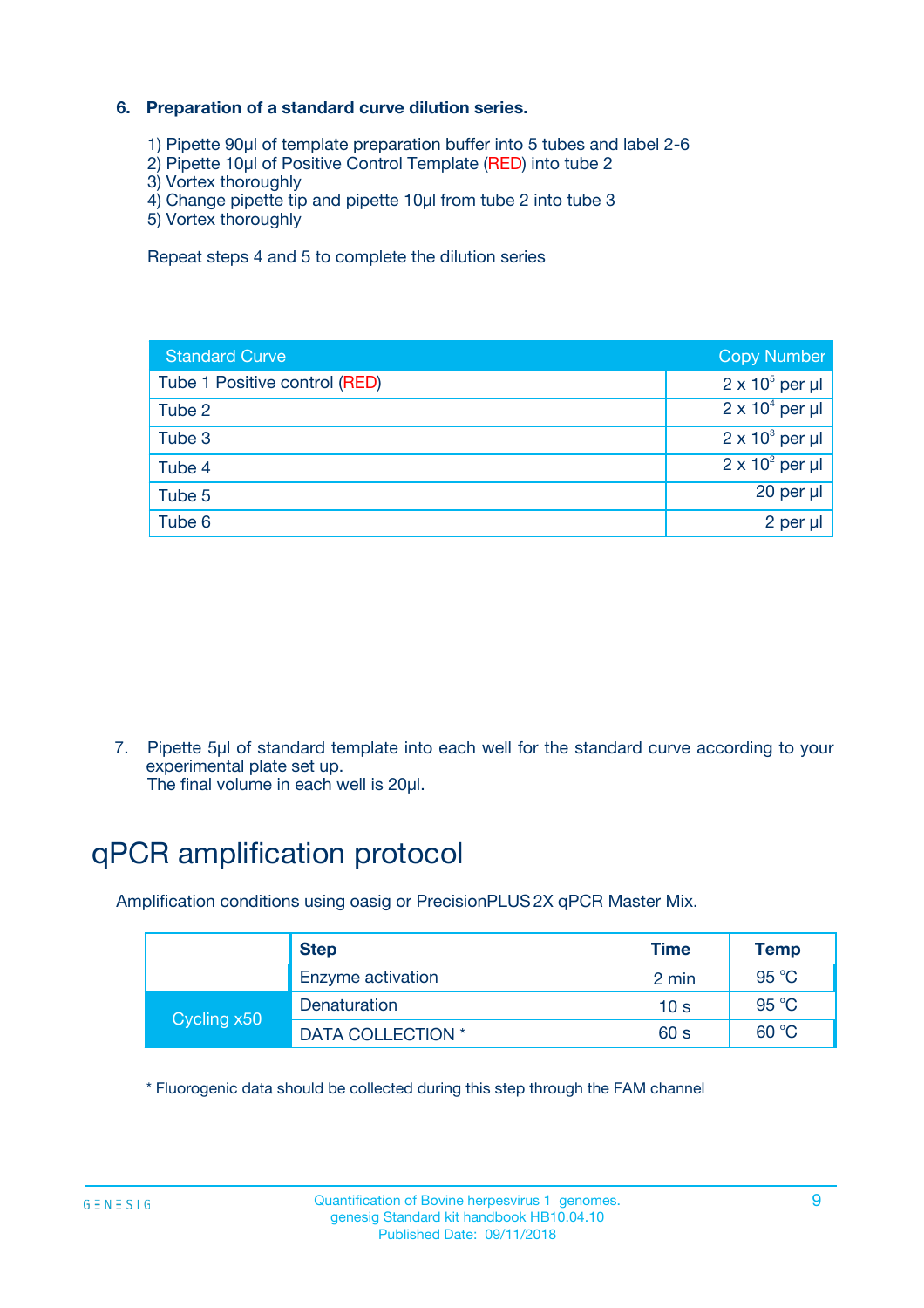**6. Preparation of a standard curve dilution series.**

1) Pipette 90µl of template preparation buffer into 5 tubes and label 2-6
2) Pipette 10µl of Positive Control Template (RED) into tube 2
3) Vortex thoroughly
4) Change pipette tip and pipette 10µl from tube 2 into tube 3
5) Vortex thoroughly

Repeat steps 4 and 5 to complete the dilution series

| Standard Curve | Copy Number |
|---|---|
| Tube 1 Positive control (RED) | $2 \times 10^5$ per µl |
| Tube 2 | $2 \times 10^4$ per µl |
| Tube 3 | $2 \times 10^3$ per µl |
| Tube 4 | $2 \times 10^2$ per µl |
| Tube 5 | 20 per µl |
| Tube 6 | 2 per µl |

7. Pipette 5µl of standard template into each well for the standard curve according to your experimental plate set up.
The final volume in each well is 20µl.

# qPCR amplification protocol

Amplification conditions using oasig or PrecisionPLUS 2X qPCR Master Mix.

| | Step | Time | Temp |
|---|---|---|---|
| | Enzyme activation | 2 min | 95 °C |
| Cycling x50 | Denaturation | 10 s | 95 °C |
| | DATA COLLECTION * | 60 s | 60 °C |

* Fluorogenic data should be collected during this step through the FAM channel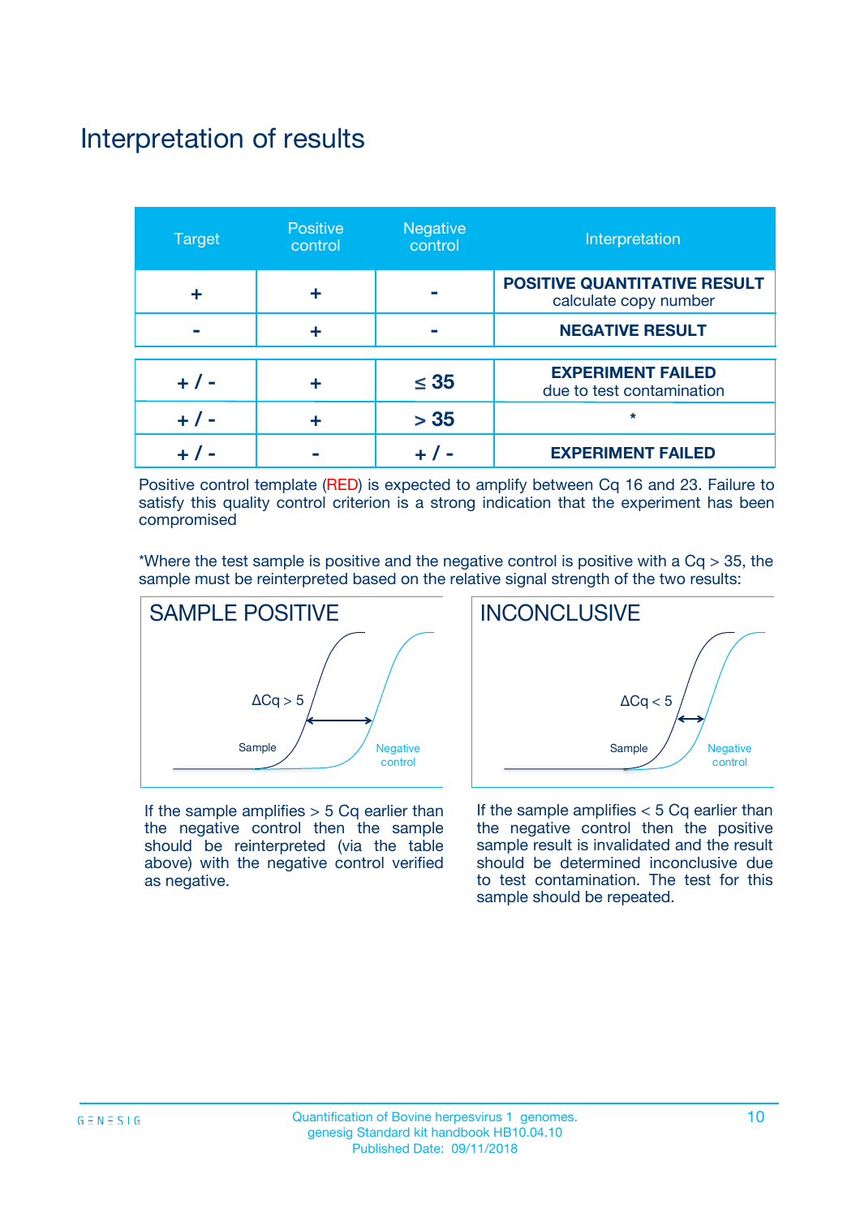# Interpretation of results

| Target | Positive control | Negative control | Interpretation |
|---|---|---|---|
| + | + | - | **POSITIVE QUANTITATIVE RESULT** calculate copy number |
| - | + | - | **NEGATIVE RESULT** |
| + / - | + | ≤ 35 | **EXPERIMENT FAILED** due to test contamination |
| + / - | + | > 35 | * |
| + / - | - | + / - | **EXPERIMENT FAILED** |

Positive control template (RED) is expected to amplify between Cq 16 and 23. Failure to satisfy this quality control criterion is a strong indication that the experiment has been compromised

*Where the test sample is positive and the negative control is positive with a Cq > 35, the sample must be reinterpreted based on the relative signal strength of the two results:

SAMPLE POSITIVE

ΔCq > 5

Sample

Negative control

If the sample amplifies > 5 Cq earlier than the negative control then the sample should be reinterpreted (via the table above) with the negative control verified as negative.

INCONCLUSIVE

ΔCq < 5

Sample

Negative control

If the sample amplifies < 5 Cq earlier than the negative control then the positive sample result is invalidated and the result should be determined inconclusive due to test contamination. The test for this sample should be repeated.